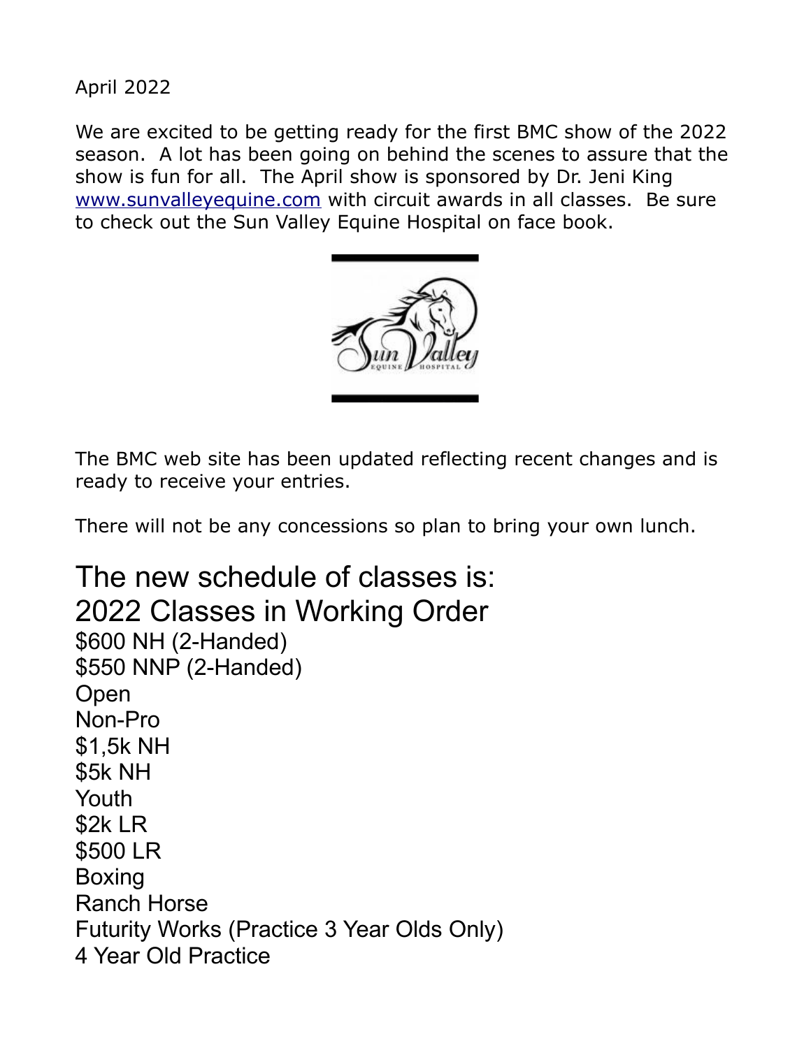April 2022

We are excited to be getting ready for the first BMC show of the 2022 season. A lot has been going on behind the scenes to assure that the show is fun for all. The April show is sponsored by Dr. Jeni King www.sunvalleyequine.com with circuit awards in all classes. Be sure to check out the Sun Valley Equine Hospital on face book.

The BMC web site has been updated reflecting recent changes and is ready to receive your entries.

There will not be any concessions so plan to bring your own lunch.

## The new schedule of classes is:
## 2022 Classes in Working Order

$600 NH (2-Handed)
$550 NNP (2-Handed)
Open
Non-Pro
$1,5k NH
$5k NH
Youth
$2k LR
$500 LR
Boxing
Ranch Horse
Futurity Works (Practice 3 Year Olds Only)
4 Year Old Practice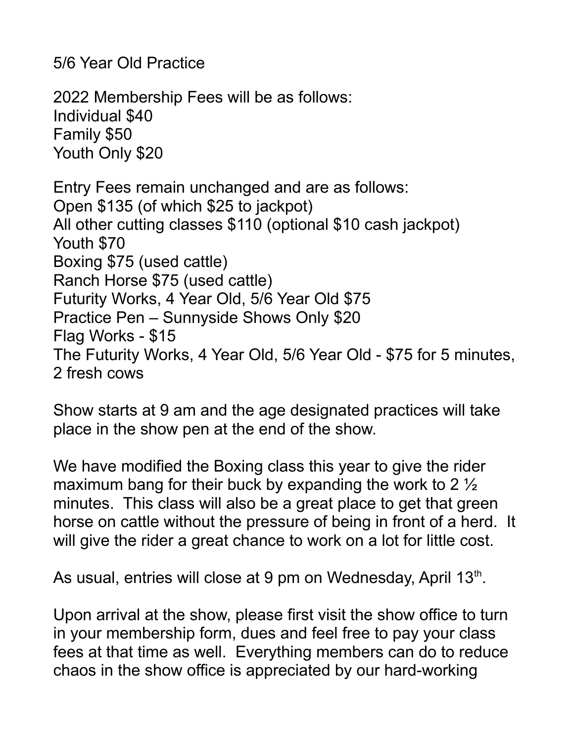5/6 Year Old Practice

2022 Membership Fees will be as follows:
Individual $40
Family $50
Youth Only $20

Entry Fees remain unchanged and are as follows:
Open $135 (of which $25 to jackpot)
All other cutting classes $110 (optional $10 cash jackpot)
Youth $70
Boxing $75 (used cattle)
Ranch Horse $75 (used cattle)
Futurity Works, 4 Year Old, 5/6 Year Old $75
Practice Pen – Sunnyside Shows Only $20
Flag Works - $15
The Futurity Works, 4 Year Old, 5/6 Year Old - $75 for 5 minutes, 2 fresh cows

Show starts at 9 am and the age designated practices will take place in the show pen at the end of the show.

We have modified the Boxing class this year to give the rider maximum bang for their buck by expanding the work to 2 ½ minutes. This class will also be a great place to get that green horse on cattle without the pressure of being in front of a herd. It will give the rider a great chance to work on a lot for little cost.

As usual, entries will close at 9 pm on Wednesday, April 13th.

Upon arrival at the show, please first visit the show office to turn in your membership form, dues and feel free to pay your class fees at that time as well. Everything members can do to reduce chaos in the show office is appreciated by our hard-working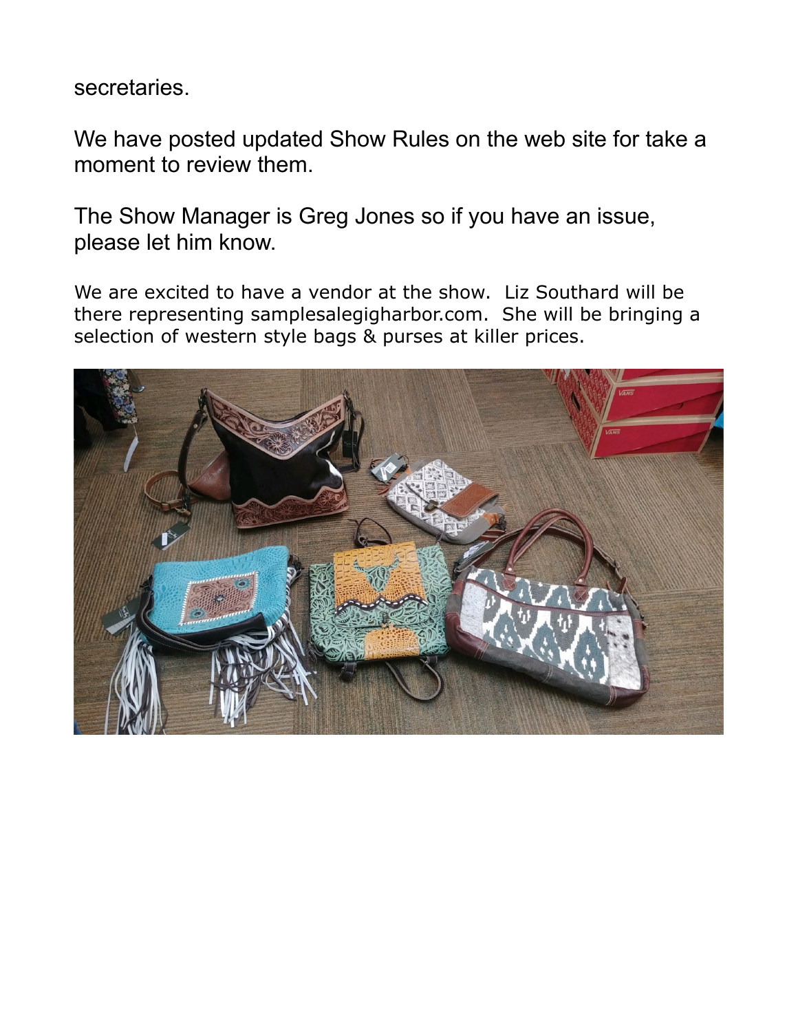secretaries.

We have posted updated Show Rules on the web site for take a moment to review them.

The Show Manager is Greg Jones so if you have an issue, please let him know.

We are excited to have a vendor at the show. Liz Southard will be there representing samplesalegigharbor.com. She will be bringing a selection of western style bags & purses at killer prices.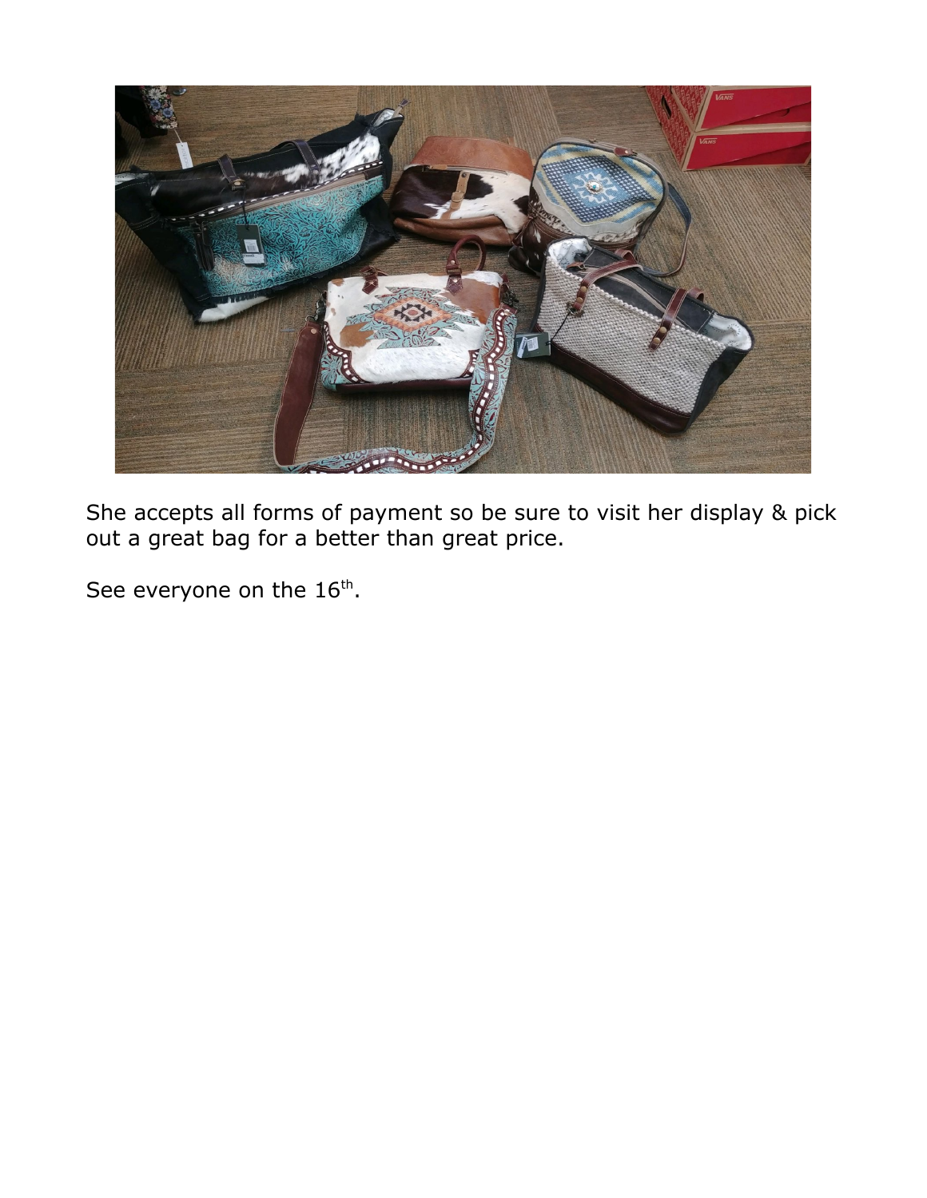She accepts all forms of payment so be sure to visit her display & pick out a great bag for a better than great price.

See everyone on the 16th.